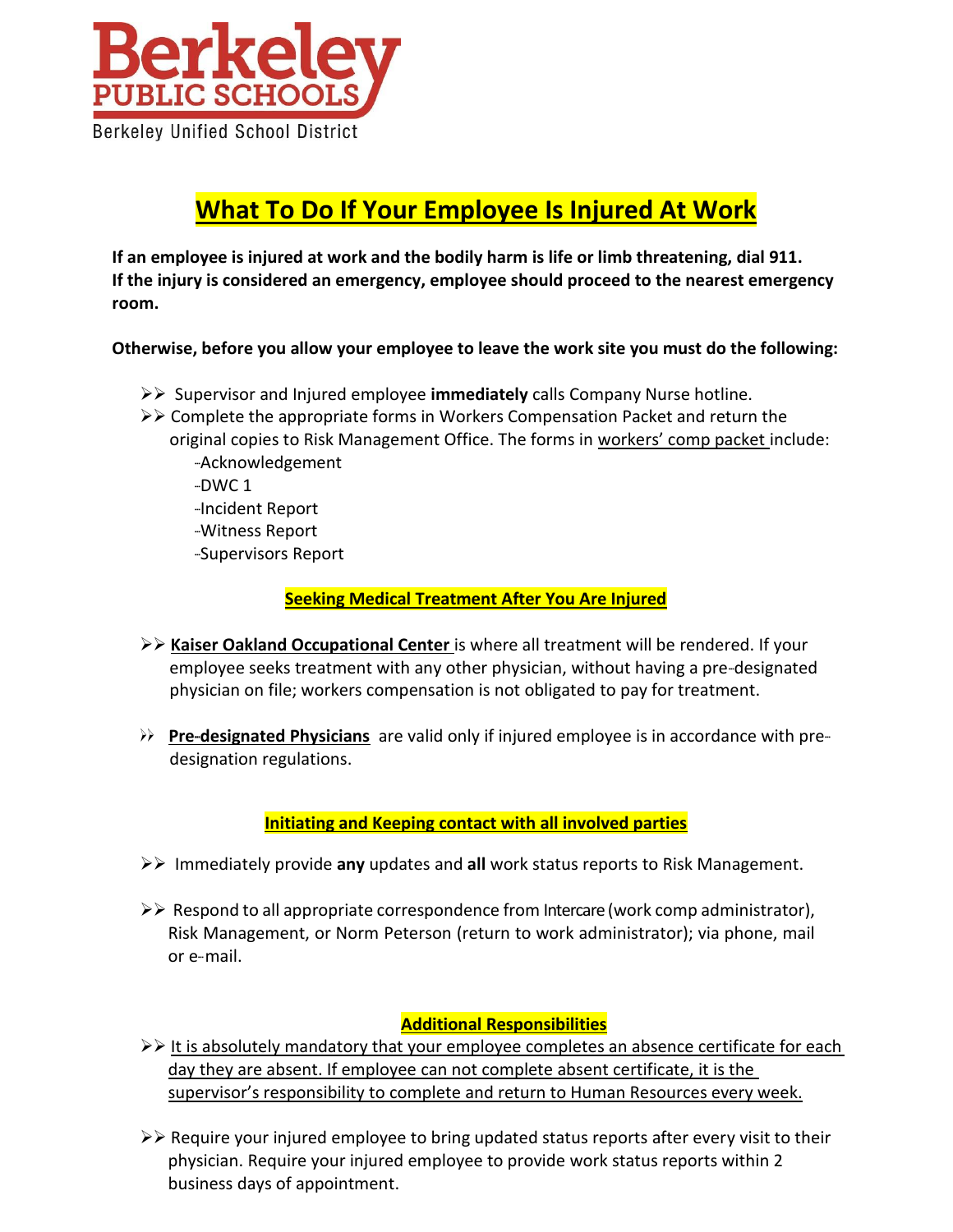**Berkeley PUBLIC SCHOOLS**

Berkeley Unified School District

# What To Do If Your Employee Is Injured At Work

**If an employee is injured at work and the bodily harm is life or limb threatening, dial 911. If the injury is considered an emergency, employee should proceed to the nearest emergency room.**

**Otherwise, before you allow your employee to leave the work site you must do the following:**

- Supervisor and Injured employee **immediately** calls Company Nurse hotline.
- Complete the appropriate forms in Workers Compensation Packet and return the original copies to Risk Management Office. The forms in workers' comp packet include:
  - -Acknowledgement
  - -DWC 1
  - -Incident Report
  - -Witness Report
  - -Supervisors Report

## Seeking Medical Treatment After You Are Injured

- **Kaiser Oakland Occupational Center** is where all treatment will be rendered. If your employee seeks treatment with any other physician, without having a pre-designated physician on file; workers compensation is not obligated to pay for treatment.

- **Pre-designated Physicians** are valid only if injured employee is in accordance with pre-designation regulations.

## Initiating and Keeping contact with all involved parties

- Immediately provide **any** updates and **all** work status reports to Risk Management.

- Respond to all appropriate correspondence from Intercare (work comp administrator), Risk Management, or Norm Peterson (return to work administrator); via phone, mail or e-mail.

## Additional Responsibilities

- It is absolutely mandatory that your employee completes an absence certificate for each day they are absent. If employee can not complete absent certificate, it is the supervisor's responsibility to complete and return to Human Resources every week.

- Require your injured employee to bring updated status reports after every visit to their physician. Require your injured employee to provide work status reports within 2 business days of appointment.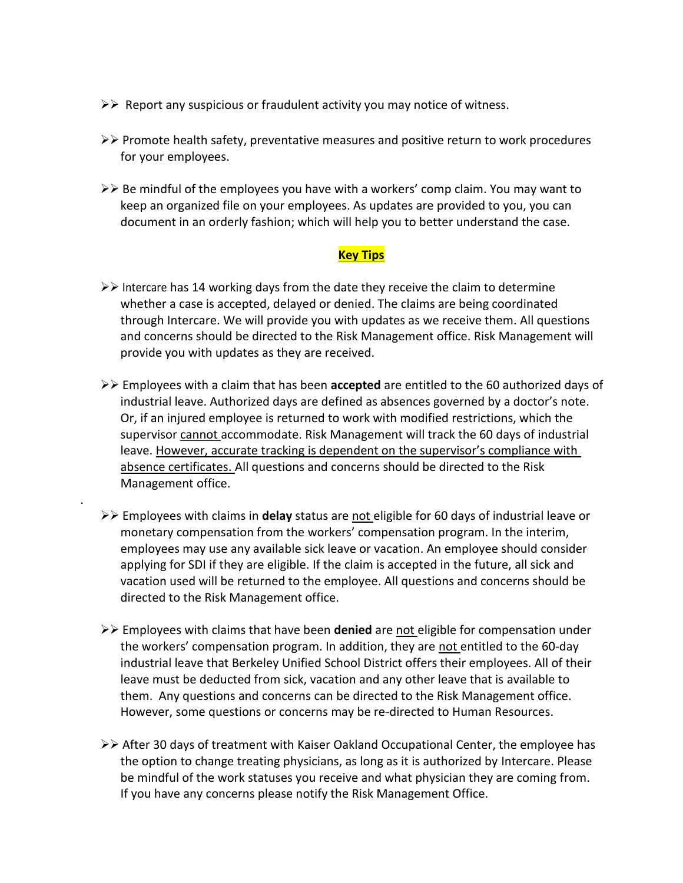- Report any suspicious or fraudulent activity you may notice of witness.

- Promote health safety, preventative measures and positive return to work procedures for your employees.

- Be mindful of the employees you have with a workers' comp claim. You may want to keep an organized file on your employees. As updates are provided to you, you can document in an orderly fashion; which will help you to better understand the case.

## Key Tips

- Intercare has 14 working days from the date they receive the claim to determine whether a case is accepted, delayed or denied. The claims are being coordinated through Intercare. We will provide you with updates as we receive them. All questions and concerns should be directed to the Risk Management office. Risk Management will provide you with updates as they are received.

- Employees with a claim that has been **accepted** are entitled to the 60 authorized days of industrial leave. Authorized days are defined as absences governed by a doctor's note. Or, if an injured employee is returned to work with modified restrictions, which the supervisor cannot accommodate. Risk Management will track the 60 days of industrial leave. However, accurate tracking is dependent on the supervisor's compliance with absence certificates. All questions and concerns should be directed to the Risk Management office.

- Employees with claims in **delay** status are not eligible for 60 days of industrial leave or monetary compensation from the workers' compensation program. In the interim, employees may use any available sick leave or vacation. An employee should consider applying for SDI if they are eligible. If the claim is accepted in the future, all sick and vacation used will be returned to the employee. All questions and concerns should be directed to the Risk Management office.

- Employees with claims that have been **denied** are not eligible for compensation under the workers' compensation program. In addition, they are not entitled to the 60-day industrial leave that Berkeley Unified School District offers their employees. All of their leave must be deducted from sick, vacation and any other leave that is available to them. Any questions and concerns can be directed to the Risk Management office. However, some questions or concerns may be re-directed to Human Resources.

- After 30 days of treatment with Kaiser Oakland Occupational Center, the employee has the option to change treating physicians, as long as it is authorized by Intercare. Please be mindful of the work statuses you receive and what physician they are coming from. If you have any concerns please notify the Risk Management Office.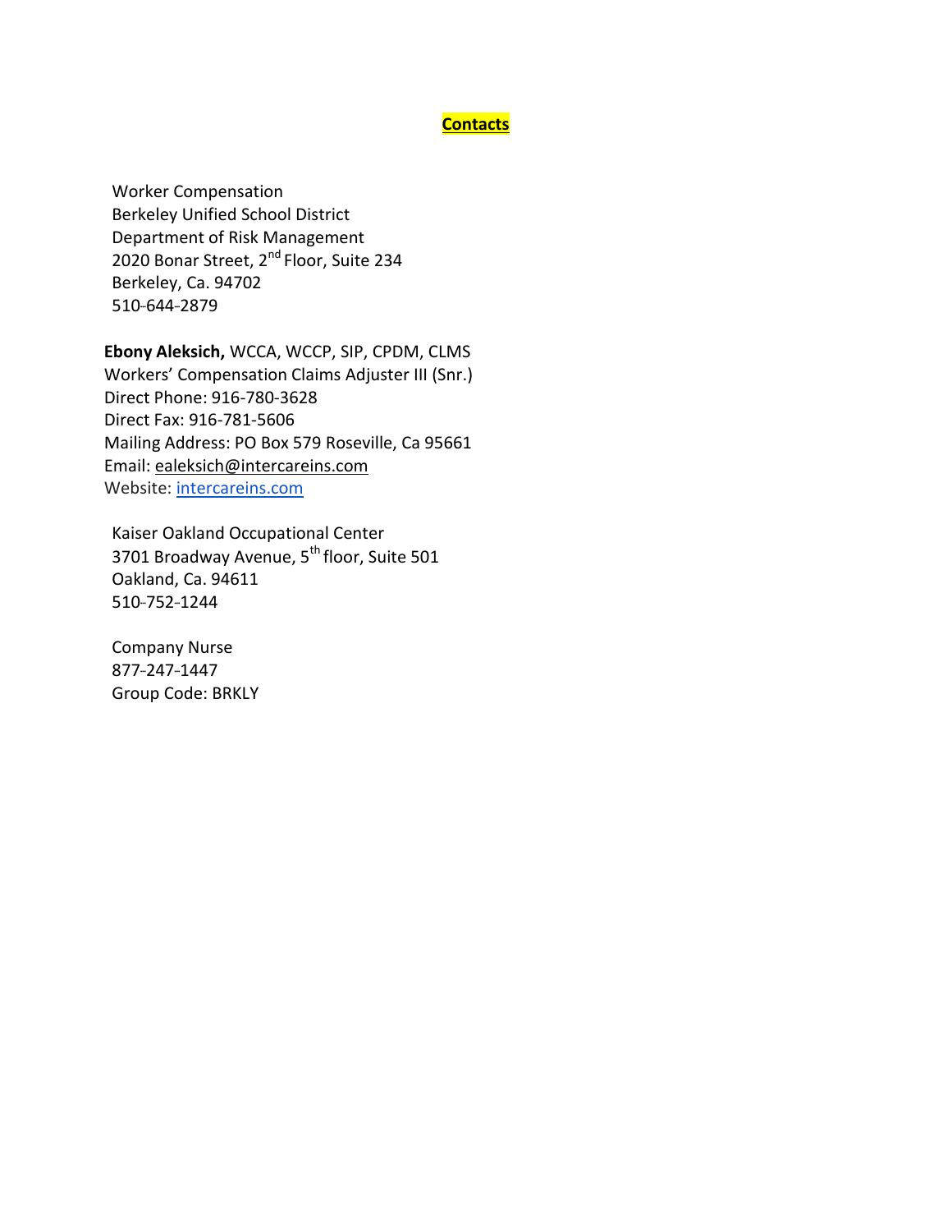# Contacts

Worker Compensation
Berkeley Unified School District
Department of Risk Management
2020 Bonar Street, 2nd Floor, Suite 234
Berkeley, Ca. 94702
510-644-2879

**Ebony Aleksich,** WCCA, WCCP, SIP, CPDM, CLMS
Workers' Compensation Claims Adjuster III (Snr.)
Direct Phone: 916-780-3628
Direct Fax: 916-781-5606
Mailing Address: PO Box 579 Roseville, Ca 95661
Email: ealeksich@intercareins.com
Website: intercareins.com

Kaiser Oakland Occupational Center
3701 Broadway Avenue, 5th floor, Suite 501
Oakland, Ca. 94611
510-752-1244

Company Nurse
877-247-1447
Group Code: BRKLY